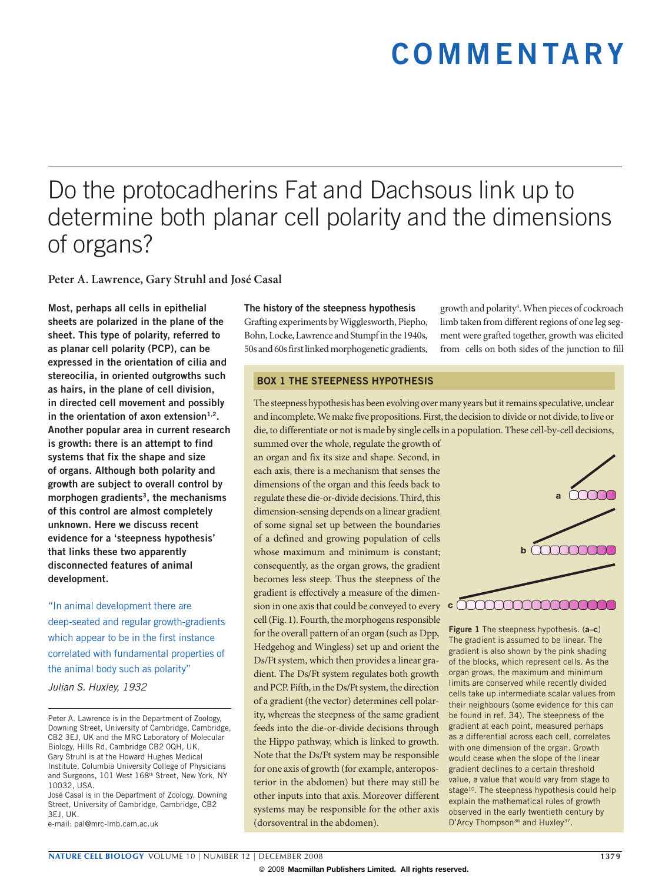# COMMENTARY

# Do the protocadherins Fat and Dachsous link up to determine both planar cell polarity and the dimensions of organs?

**Peter A. Lawrence, Gary Struhl and José Casal**

**Most, perhaps all cells in epithelial sheets are polarized in the plane of the sheet. This type of polarity, referred to as planar cell polarity (PCP), can be expressed in the orientation of cilia and stereocilia, in oriented outgrowths such as hairs, in the plane of cell division, in directed cell movement and possibly in the orientation of axon extension[1,2]. Another popular area in current research is growth: there is an attempt to find systems that fix the shape and size of organs. Although both polarity and growth are subject to overall control by morphogen gradients[3], the mechanisms of this control are almost completely unknown. Here we discuss recent evidence for a 'steepness hypothesis' that links these two apparently disconnected features of animal development.**

"In animal development there are deep-seated and regular growth-gradients which appear to be in the first instance correlated with fundamental properties of the animal body such as polarity"

*Julian S. Huxley, 1932*

Peter A. Lawrence is in the Department of Zoology, Downing Street, University of Cambridge, Cambridge, CB2 3EJ, UK and the MRC Laboratory of Molecular Biology, Hills Rd, Cambridge CB2 0QH, UK.
Gary Struhl is at the Howard Hughes Medical Institute, Columbia University College of Physicians and Surgeons, 101 West 168th Street, New York, NY 10032, USA.
José Casal is in the Department of Zoology, Downing Street, University of Cambridge, Cambridge, CB2 3EJ, UK.
e-mail: pal@mrc-lmb.cam.ac.uk

## The history of the steepness hypothesis

Grafting experiments by Wigglesworth, Piepho, Bohn, Locke, Lawrence and Stumpf in the 1940s, 50s and 60s first linked morphogenetic gradients, growth and polarity[4]. When pieces of cockroach limb taken from different regions of one leg segment were grafted together, growth was elicited from cells on both sides of the junction to fill

### BOX 1 THE STEEPNESS HYPOTHESIS

The steepness hypothesis has been evolving over many years but it remains speculative, unclear and incomplete. We make five propositions. First, the decision to divide or not divide, to live or die, to differentiate or not is made by single cells in a population. These cell-by-cell decisions, summed over the whole, regulate the growth of an organ and fix its size and shape. Second, in each axis, there is a mechanism that senses the dimensions of the organ and this feeds back to regulate these die-or-divide decisions. Third, this dimension-sensing depends on a linear gradient of some signal set up between the boundaries of a defined and growing population of cells whose maximum and minimum is constant; consequently, as the organ grows, the gradient becomes less steep. Thus the steepness of the gradient is effectively a measure of the dimension in one axis that could be conveyed to every cell (Fig. 1). Fourth, the morphogens responsible for the overall pattern of an organ (such as Dpp, Hedgehog and Wingless) set up and orient the Ds/Ft system, which then provides a linear gradient. The Ds/Ft system regulates both growth and PCP. Fifth, in the Ds/Ft system, the direction of a gradient (the vector) determines cell polarity, whereas the steepness of the same gradient feeds into the die-or-divide decisions through the Hippo pathway, which is linked to growth. Note that the Ds/Ft system may be responsible for one axis of growth (for example, anteroposterior in the abdomen) but there may still be other inputs into that axis. Moreover different systems may be responsible for the other axis (dorsoventral in the abdomen).

**Figure 1** The steepness hypothesis. (**a**–**c**) The gradient is assumed to be linear. The gradient is also shown by the pink shading of the blocks, which represent cells. As the organ grows, the maximum and minimum limits are conserved while recently divided cells take up intermediate scalar values from their neighbours (some evidence for this can be found in ref. 34). The steepness of the gradient at each point, measured perhaps as a differential across each cell, correlates with one dimension of the organ. Growth would cease when the slope of the linear gradient declines to a certain threshold value, a value that would vary from stage to stage[10]. The steepness hypothesis could help explain the mathematical rules of growth observed in the early twentieth century by D'Arcy Thompson[36] and Huxley[37].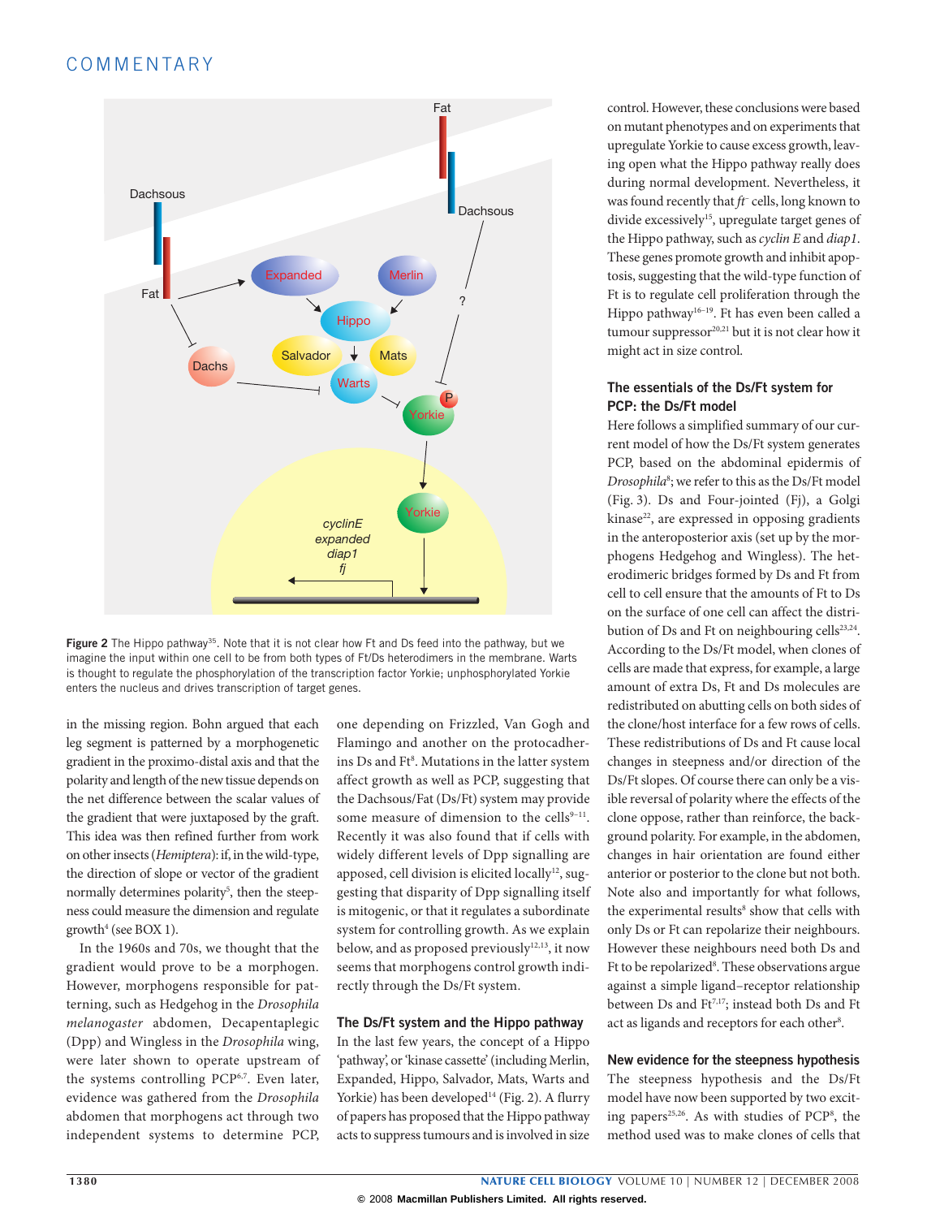Figure 2 The Hippo pathway[35]. Note that it is not clear how Ft and Ds feed into the pathway, but we imagine the input within one cell to be from both types of Ft/Ds heterodimers in the membrane. Warts is thought to regulate the phosphorylation of the transcription factor Yorkie; unphosphorylated Yorkie enters the nucleus and drives transcription of target genes.

in the missing region. Bohn argued that each leg segment is patterned by a morphogenetic gradient in the proximo-distal axis and that the polarity and length of the new tissue depends on the net difference between the scalar values of the gradient that were juxtaposed by the graft. This idea was then refined further from work on other insects (*Hemiptera*): if, in the wild-type, the direction of slope or vector of the gradient normally determines polarity[5], then the steepness could measure the dimension and regulate growth[4] (see BOX 1).

In the 1960s and 70s, we thought that the gradient would prove to be a morphogen. However, morphogens responsible for patterning, such as Hedgehog in the *Drosophila melanogaster* abdomen, Decapentaplegic (Dpp) and Wingless in the *Drosophila* wing, were later shown to operate upstream of the systems controlling PCP[6,7]. Even later, evidence was gathered from the *Drosophila* abdomen that morphogens act through two independent systems to determine PCP, one depending on Frizzled, Van Gogh and Flamingo and another on the protocadherins Ds and Ft[8]. Mutations in the latter system affect growth as well as PCP, suggesting that the Dachsous/Fat (Ds/Ft) system may provide some measure of dimension to the cells[9–11]. Recently it was also found that if cells with widely different levels of Dpp signalling are apposed, cell division is elicited locally[12], suggesting that disparity of Dpp signalling itself is mitogenic, or that it regulates a subordinate system for controlling growth. As we explain below, and as proposed previously[12,13], it now seems that morphogens control growth indirectly through the Ds/Ft system.

## The Ds/Ft system and the Hippo pathway

In the last few years, the concept of a Hippo 'pathway', or 'kinase cassette' (including Merlin, Expanded, Hippo, Salvador, Mats, Warts and Yorkie) has been developed[14] (Fig. 2). A flurry of papers has proposed that the Hippo pathway acts to suppress tumours and is involved in size control. However, these conclusions were based on mutant phenotypes and on experiments that upregulate Yorkie to cause excess growth, leaving open what the Hippo pathway really does during normal development. Nevertheless, it was found recently that *ft*⁻ cells, long known to divide excessively[15], upregulate target genes of the Hippo pathway, such as *cyclin E* and *diap1*. These genes promote growth and inhibit apoptosis, suggesting that the wild-type function of Ft is to regulate cell proliferation through the Hippo pathway[16–19]. Ft has even been called a tumour suppressor[20,21] but it is not clear how it might act in size control.

## The essentials of the Ds/Ft system for PCP: the Ds/Ft model

Here follows a simplified summary of our current model of how the Ds/Ft system generates PCP, based on the abdominal epidermis of *Drosophila*[8]; we refer to this as the Ds/Ft model (Fig. 3). Ds and Four-jointed (Fj), a Golgi kinase[22], are expressed in opposing gradients in the anteroposterior axis (set up by the morphogens Hedgehog and Wingless). The heterodimeric bridges formed by Ds and Ft from cell to cell ensure that the amounts of Ft to Ds on the surface of one cell can affect the distribution of Ds and Ft on neighbouring cells[23,24]. According to the Ds/Ft model, when clones of cells are made that express, for example, a large amount of extra Ds, Ft and Ds molecules are redistributed on abutting cells on both sides of the clone/host interface for a few rows of cells. These redistributions of Ds and Ft cause local changes in steepness and/or direction of the Ds/Ft slopes. Of course there can only be a visible reversal of polarity where the effects of the clone oppose, rather than reinforce, the background polarity. For example, in the abdomen, changes in hair orientation are found either anterior or posterior to the clone but not both. Note also and importantly for what follows, the experimental results[8] show that cells with only Ds or Ft can repolarize their neighbours. However these neighbours need both Ds and Ft to be repolarized[8]. These observations argue against a simple ligand–receptor relationship between Ds and Ft[7,17]; instead both Ds and Ft act as ligands and receptors for each other[8].

## New evidence for the steepness hypothesis

The steepness hypothesis and the Ds/Ft model have now been supported by two exciting papers[25,26]. As with studies of PCP[8], the method used was to make clones of cells that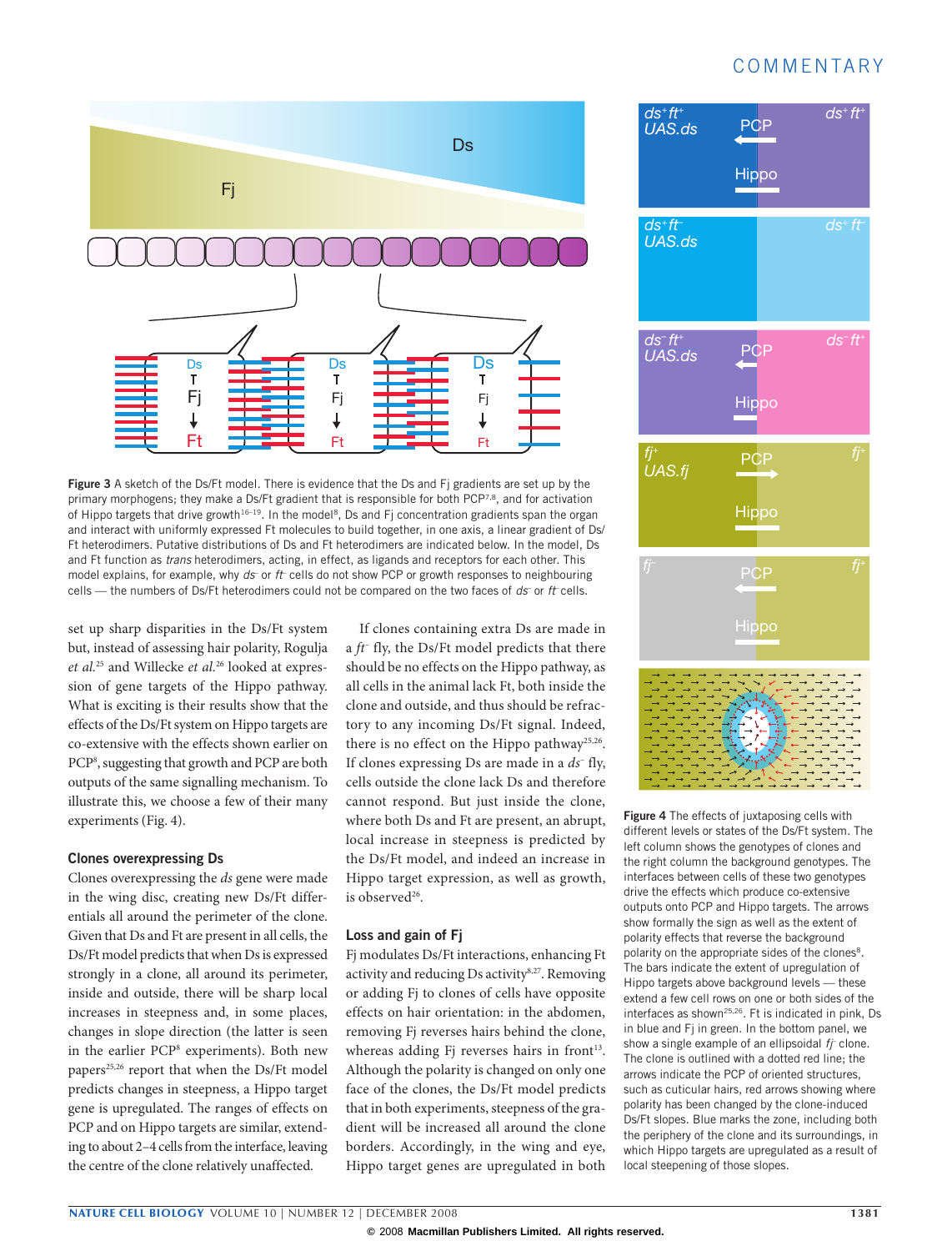Figure 3 A sketch of the Ds/Ft model. There is evidence that the Ds and Fj gradients are set up by the primary morphogens; they make a Ds/Ft gradient that is responsible for both PCP[7,8], and for activation of Hippo targets that drive growth[16–19]. In the model[8], Ds and Fj concentration gradients span the organ and interact with uniformly expressed Ft molecules to build together, in one axis, a linear gradient of Ds/Ft heterodimers. Putative distributions of Ds and Ft heterodimers are indicated below. In the model, Ds and Ft function as *trans* heterodimers, acting, in effect, as ligands and receptors for each other. This model explains, for example, why $ds^-$ or $ft^-$ cells do not show PCP or growth responses to neighbouring cells — the numbers of Ds/Ft heterodimers could not be compared on the two faces of $ds^-$ or $ft^-$ cells.

set up sharp disparities in the Ds/Ft system but, instead of assessing hair polarity, Rogulja *et al.*[25] and Willecke *et al.*[26] looked at expression of gene targets of the Hippo pathway. What is exciting is their results show that the effects of the Ds/Ft system on Hippo targets are co-extensive with the effects shown earlier on PCP[8], suggesting that growth and PCP are both outputs of the same signalling mechanism. To illustrate this, we choose a few of their many experiments (Fig. 4).

### Clones overexpressing Ds

Clones overexpressing the *ds* gene were made in the wing disc, creating new Ds/Ft differentials all around the perimeter of the clone. Given that Ds and Ft are present in all cells, the Ds/Ft model predicts that when Ds is expressed strongly in a clone, all around its perimeter, inside and outside, there will be sharp local increases in steepness and, in some places, changes in slope direction (the latter is seen in the earlier PCP[8] experiments). Both new papers[25,26] report that when the Ds/Ft model predicts changes in steepness, a Hippo target gene is upregulated. The ranges of effects on PCP and on Hippo targets are similar, extending to about 2–4 cells from the interface, leaving the centre of the clone relatively unaffected.

If clones containing extra Ds are made in a $ft^-$ fly, the Ds/Ft model predicts that there should be no effects on the Hippo pathway, as all cells in the animal lack Ft, both inside the clone and outside, and thus should be refractory to any incoming Ds/Ft signal. Indeed, there is no effect on the Hippo pathway[25,26]. If clones expressing Ds are made in a $ds^-$ fly, cells outside the clone lack Ds and therefore cannot respond. But just inside the clone, where both Ds and Ft are present, an abrupt, local increase in steepness is predicted by the Ds/Ft model, and indeed an increase in Hippo target expression, as well as growth, is observed[26].

### Loss and gain of Fj

Fj modulates Ds/Ft interactions, enhancing Ft activity and reducing Ds activity[8,27]. Removing or adding Fj to clones of cells have opposite effects on hair orientation: in the abdomen, removing Fj reverses hairs behind the clone, whereas adding Fj reverses hairs in front[13]. Although the polarity is changed on only one face of the clones, the Ds/Ft model predicts that in both experiments, steepness of the gradient will be increased all around the clone borders. Accordingly, in the wing and eye, Hippo target genes are upregulated in both

Figure 4 The effects of juxtaposing cells with different levels or states of the Ds/Ft system. The left column shows the genotypes of clones and the right column the background genotypes. The interfaces between cells of these two genotypes drive the effects which produce co-extensive outputs onto PCP and Hippo targets. The arrows show formally the sign as well as the extent of polarity effects that reverse the background polarity on the appropriate sides of the clones[8]. The bars indicate the extent of upregulation of Hippo targets above background levels — these extend a few cell rows on one or both sides of the interfaces as shown[25,26]. Ft is indicated in pink, Ds in blue and Fj in green. In the bottom panel, we show a single example of an ellipsoidal $fj^-$ clone. The clone is outlined with a dotted red line; the arrows indicate the PCP of oriented structures, such as cuticular hairs, red arrows showing where polarity has been changed by the clone-induced Ds/Ft slopes. Blue marks the zone, including both the periphery of the clone and its surroundings, in which Hippo targets are upregulated as a result of local steepening of those slopes.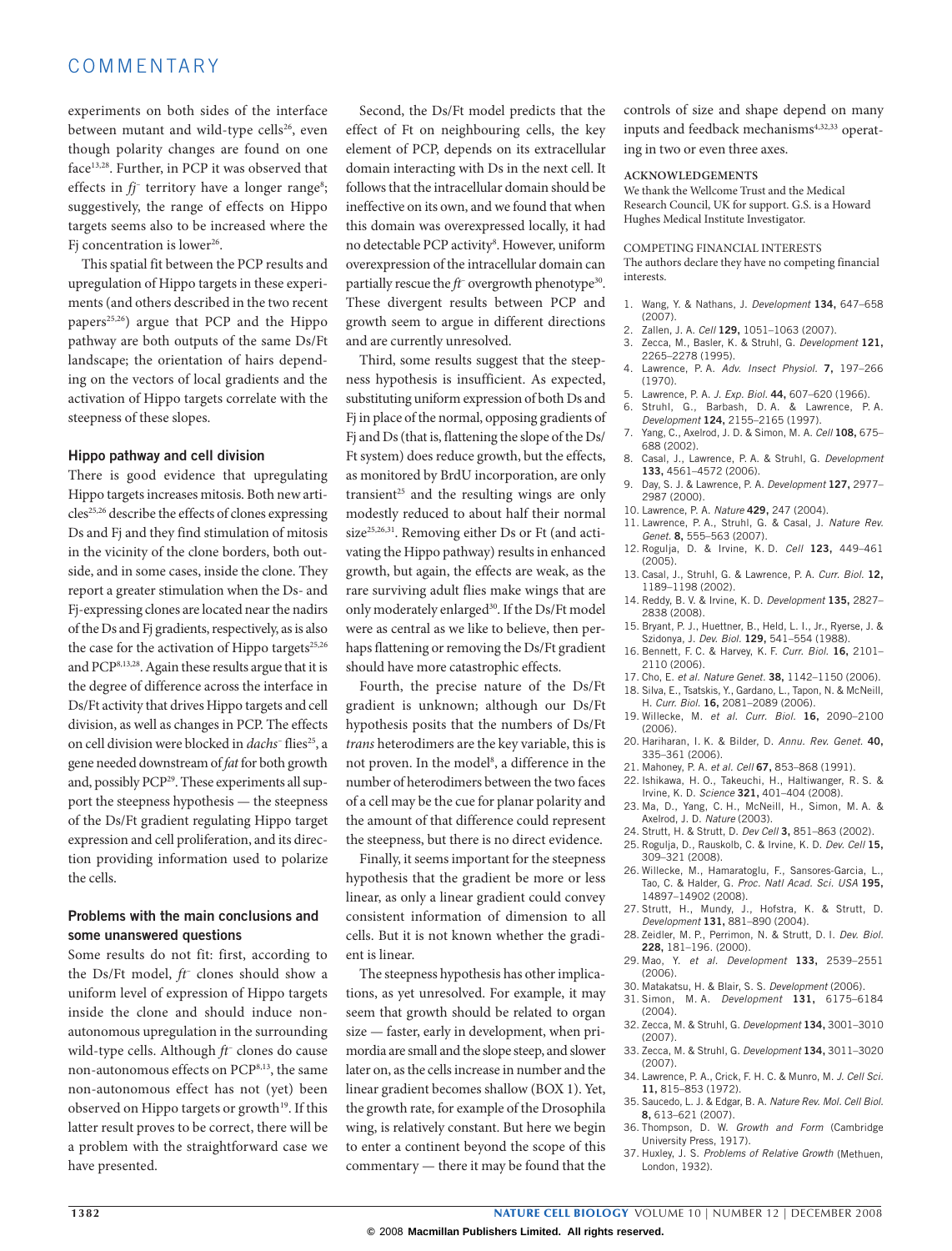experiments on both sides of the interface between mutant and wild-type cells[26], even though polarity changes are found on one face[13,28]. Further, in PCP it was observed that effects in *fj*⁻ territory have a longer range[8]; suggestively, the range of effects on Hippo targets seems also to be increased where the Fj concentration is lower[26].

This spatial fit between the PCP results and upregulation of Hippo targets in these experiments (and others described in the two recent papers[25,26]) argue that PCP and the Hippo pathway are both outputs of the same Ds/Ft landscape; the orientation of hairs depending on the vectors of local gradients and the activation of Hippo targets correlate with the steepness of these slopes.

### Hippo pathway and cell division

There is good evidence that upregulating Hippo targets increases mitosis. Both new articles[25,26] describe the effects of clones expressing Ds and Fj and they find stimulation of mitosis in the vicinity of the clone borders, both outside, and in some cases, inside the clone. They report a greater stimulation when the Ds- and Fj-expressing clones are located near the nadirs of the Ds and Fj gradients, respectively, as is also the case for the activation of Hippo targets[25,26] and PCP[8,13,28]. Again these results argue that it is the degree of difference across the interface in Ds/Ft activity that drives Hippo targets and cell division, as well as changes in PCP. The effects on cell division were blocked in *dachs*⁻ flies[25], a gene needed downstream of *fat* for both growth and, possibly PCP[29]. These experiments all support the steepness hypothesis — the steepness of the Ds/Ft gradient regulating Hippo target expression and cell proliferation, and its direction providing information used to polarize the cells.

### Problems with the main conclusions and some unanswered questions

Some results do not fit: first, according to the Ds/Ft model, *ft*⁻ clones should show a uniform level of expression of Hippo targets inside the clone and should induce non-autonomous upregulation in the surrounding wild-type cells. Although *ft*⁻ clones do cause non-autonomous effects on PCP[8,13], the same non-autonomous effect has not (yet) been observed on Hippo targets or growth[19]. If this latter result proves to be correct, there will be a problem with the straightforward case we have presented.

Second, the Ds/Ft model predicts that the effect of Ft on neighbouring cells, the key element of PCP, depends on its extracellular domain interacting with Ds in the next cell. It follows that the intracellular domain should be ineffective on its own, and we found that when this domain was overexpressed locally, it had no detectable PCP activity[8]. However, uniform overexpression of the intracellular domain can partially rescue the *ft*⁻ overgrowth phenotype[30]. These divergent results between PCP and growth seem to argue in different directions and are currently unresolved.

Third, some results suggest that the steepness hypothesis is insufficient. As expected, substituting uniform expression of both Ds and Fj in place of the normal, opposing gradients of Fj and Ds (that is, flattening the slope of the Ds/Ft system) does reduce growth, but the effects, as monitored by BrdU incorporation, are only transient[25] and the resulting wings are only modestly reduced to about half their normal size[25,26,31]. Removing either Ds or Ft (and activating the Hippo pathway) results in enhanced growth, but again, the effects are weak, as the rare surviving adult flies make wings that are only moderately enlarged[30]. If the Ds/Ft model were as central as we like to believe, then perhaps flattening or removing the Ds/Ft gradient should have more catastrophic effects.

Fourth, the precise nature of the Ds/Ft gradient is unknown; although our Ds/Ft hypothesis posits that the numbers of Ds/Ft *trans* heterodimers are the key variable, this is not proven. In the model[8], a difference in the number of heterodimers between the two faces of a cell may be the cue for planar polarity and the amount of that difference could represent the steepness, but there is no direct evidence.

Finally, it seems important for the steepness hypothesis that the gradient be more or less linear, as only a linear gradient could convey consistent information of dimension to all cells. But it is not known whether the gradient is linear.

The steepness hypothesis has other implications, as yet unresolved. For example, it may seem that growth should be related to organ size — faster, early in development, when primordia are small and the slope steep, and slower later on, as the cells increase in number and the linear gradient becomes shallow (BOX 1). Yet, the growth rate, for example of the Drosophila wing, is relatively constant. But here we begin to enter a continent beyond the scope of this commentary — there it may be found that the controls of size and shape depend on many inputs and feedback mechanisms[4,32,33] operating in two or even three axes.

#### ACKNOWLEDGEMENTS

We thank the Wellcome Trust and the Medical Research Council, UK for support. G.S. is a Howard Hughes Medical Institute Investigator.

#### COMPETING FINANCIAL INTERESTS

The authors declare they have no competing financial interests.

1. Wang, Y. & Nathans, J. *Development* **134,** 647–658 (2007).
2. Zallen, J. A. *Cell* **129,** 1051–1063 (2007).
3. Zecca, M., Basler, K. & Struhl, G. *Development* **121,** 2265–2278 (1995).
4. Lawrence, P. A. *Adv. Insect Physiol.* **7,** 197–266 (1970).
5. Lawrence, P. A. *J. Exp. Biol.* **44,** 607–620 (1966).
6. Struhl, G., Barbash, D. A. & Lawrence, P. A. *Development* **124,** 2155–2165 (1997).
7. Yang, C., Axelrod, J. D. & Simon, M. A. *Cell* **108,** 675–688 (2002).
8. Casal, J., Lawrence, P. A. & Struhl, G. *Development* **133,** 4561–4572 (2006).
9. Day, S. J. & Lawrence, P. A. *Development* **127,** 2977–2987 (2000).
10. Lawrence, P. A. *Nature* **429,** 247 (2004).
11. Lawrence, P. A., Struhl, G. & Casal, J. *Nature Rev. Genet.* **8,** 555–563 (2007).
12. Rogulja, D. & Irvine, K. D. *Cell* **123,** 449–461 (2005).
13. Casal, J., Struhl, G. & Lawrence, P. A. *Curr. Biol.* **12,** 1189–1198 (2002).
14. Reddy, B. V. & Irvine, K. D. *Development* **135,** 2827–2838 (2008).
15. Bryant, P. J., Huettner, B., Held, L. I., Jr., Ryerse, J. & Szidonya, J. *Dev. Biol.* **129,** 541–554 (1988).
16. Bennett, F. C. & Harvey, K. F. *Curr. Biol.* **16,** 2101–2110 (2006).
17. Cho, E. *et al. Nature Genet.* **38,** 1142–1150 (2006).
18. Silva, E., Tsatskis, Y., Gardano, L., Tapon, N. & McNeill, H. *Curr. Biol.* **16,** 2081–2089 (2006).
19. Willecke, M. *et al. Curr. Biol.* **16,** 2090–2100 (2006).
20. Hariharan, I. K. & Bilder, D. *Annu. Rev. Genet.* **40,** 335–361 (2006).
21. Mahoney, P. A. *et al. Cell* **67,** 853–868 (1991).
22. Ishikawa, H. O., Takeuchi, H., Haltiwanger, R. S. & Irvine, K. D. *Science* **321,** 401–404 (2008).
23. Ma, D., Yang, C. H., McNeill, H., Simon, M. A. & Axelrod, J. D. *Nature* (2003).
24. Strutt, H. & Strutt, D. *Dev Cell* **3,** 851–863 (2002).
25. Rogulja, D., Rauskolb, C. & Irvine, K. D. *Dev. Cell* **15,** 309–321 (2008).
26. Willecke, M., Hamaratoglu, F., Sansores-Garcia, L., Tao, C. & Halder, G. *Proc. Natl Acad. Sci. USA* **195,** 14897–14902 (2008).
27. Strutt, H., Mundy, J., Hofstra, K. & Strutt, D. *Development* **131,** 881–890 (2004).
28. Zeidler, M. P., Perrimon, N. & Strutt, D. I. *Dev. Biol.* **228,** 181–196. (2000).
29. Mao, Y. *et al. Development* **133,** 2539–2551 (2006).
30. Matakatsu, H. & Blair, S. S. *Development* (2006).
31. Simon, M. A. *Development* **131,** 6175–6184 (2004).
32. Zecca, M. & Struhl, G. *Development* **134,** 3001–3010 (2007).
33. Zecca, M. & Struhl, G. *Development* **134,** 3011–3020 (2007).
34. Lawrence, P. A., Crick, F. H. C. & Munro, M. *J. Cell Sci.* **11,** 815–853 (1972).
35. Saucedo, L. J. & Edgar, B. A. *Nature Rev. Mol. Cell Biol.* **8,** 613–621 (2007).
36. Thompson, D. W. *Growth and Form* (Cambridge University Press, 1917).
37. Huxley, J. S. *Problems of Relative Growth* (Methuen, London, 1932).